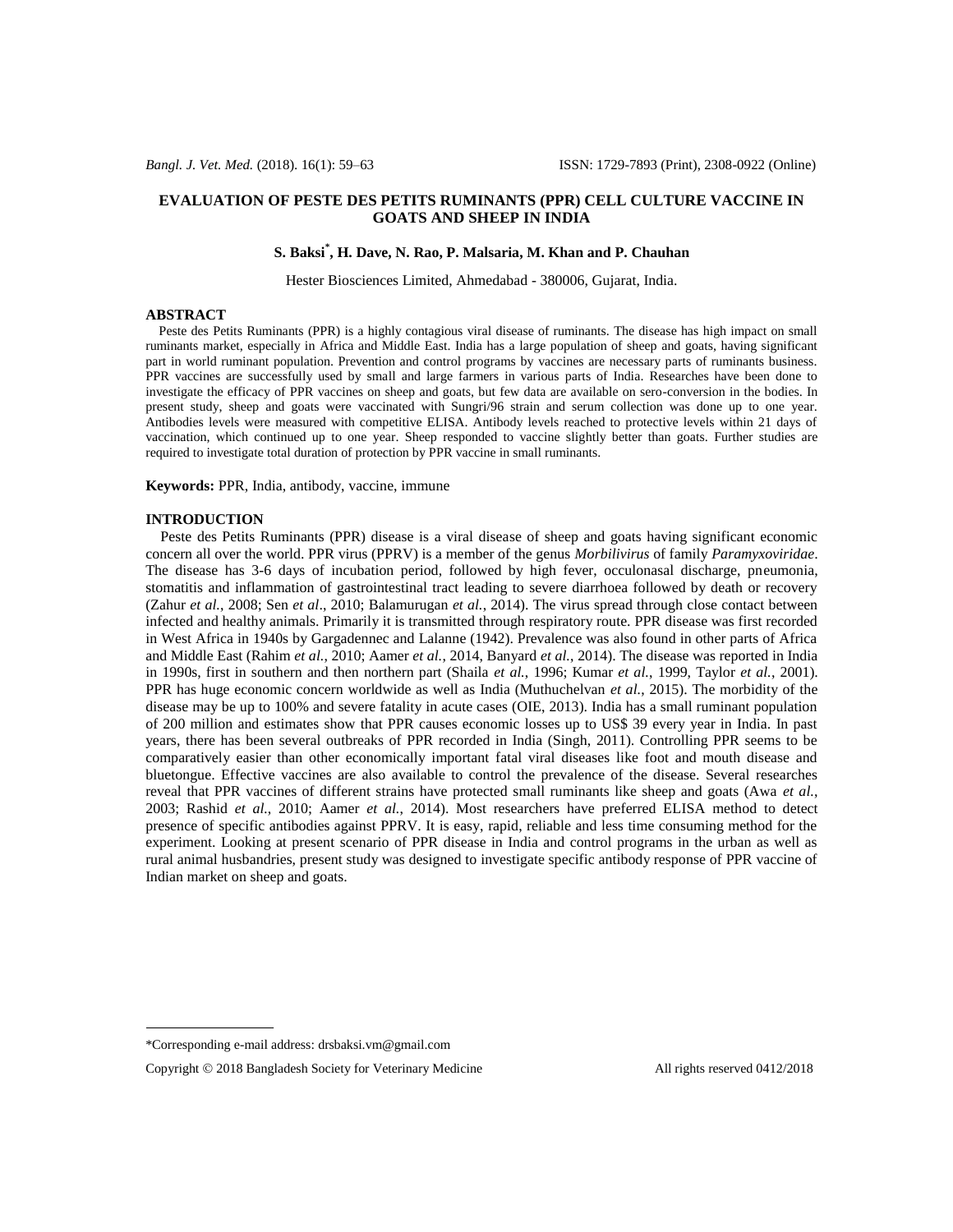# EVALUATION OF PESTE DES PETITS RUMINANTS (PPR) CELL CULTURE VACCINE IN GOATS AND SHEEP IN INDIA

**S. Baksi*, H. Dave, N. Rao, P. Malsaria, M. Khan and P. Chauhan**

Hester Biosciences Limited, Ahmedabad - 380006, Gujarat, India.

## ABSTRACT

Peste des Petits Ruminants (PPR) is a highly contagious viral disease of ruminants. The disease has high impact on small ruminants market, especially in Africa and Middle East. India has a large population of sheep and goats, having significant part in world ruminant population. Prevention and control programs by vaccines are necessary parts of ruminants business. PPR vaccines are successfully used by small and large farmers in various parts of India. Researches have been done to investigate the efficacy of PPR vaccines on sheep and goats, but few data are available on sero-conversion in the bodies. In present study, sheep and goats were vaccinated with Sungri/96 strain and serum collection was done up to one year. Antibodies levels were measured with competitive ELISA. Antibody levels reached to protective levels within 21 days of vaccination, which continued up to one year. Sheep responded to vaccine slightly better than goats. Further studies are required to investigate total duration of protection by PPR vaccine in small ruminants.

**Keywords:** PPR, India, antibody, vaccine, immune

## INTRODUCTION

Peste des Petits Ruminants (PPR) disease is a viral disease of sheep and goats having significant economic concern all over the world. PPR virus (PPRV) is a member of the genus *Morbilivirus* of family *Paramyxoviridae*. The disease has 3-6 days of incubation period, followed by high fever, occulonasal discharge, pneumonia, stomatitis and inflammation of gastrointestinal tract leading to severe diarrhoea followed by death or recovery (Zahur *et al.*, 2008; Sen *et al*., 2010; Balamurugan *et al.*, 2014). The virus spread through close contact between infected and healthy animals. Primarily it is transmitted through respiratory route. PPR disease was first recorded in West Africa in 1940s by Gargadennec and Lalanne (1942). Prevalence was also found in other parts of Africa and Middle East (Rahim *et al.*, 2010; Aamer *et al.*, 2014, Banyard *et al.*, 2014). The disease was reported in India in 1990s, first in southern and then northern part (Shaila *et al.*, 1996; Kumar *et al.*, 1999, Taylor *et al.*, 2001). PPR has huge economic concern worldwide as well as India (Muthuchelvan *et al.*, 2015). The morbidity of the disease may be up to 100% and severe fatality in acute cases (OIE, 2013). India has a small ruminant population of 200 million and estimates show that PPR causes economic losses up to US$ 39 every year in India. In past years, there has been several outbreaks of PPR recorded in India (Singh, 2011). Controlling PPR seems to be comparatively easier than other economically important fatal viral diseases like foot and mouth disease and bluetongue. Effective vaccines are also available to control the prevalence of the disease. Several researches reveal that PPR vaccines of different strains have protected small ruminants like sheep and goats (Awa *et al.*, 2003; Rashid *et al.*, 2010; Aamer *et al.*, 2014). Most researchers have preferred ELISA method to detect presence of specific antibodies against PPRV. It is easy, rapid, reliable and less time consuming method for the experiment. Looking at present scenario of PPR disease in India and control programs in the urban as well as rural animal husbandries, present study was designed to investigate specific antibody response of PPR vaccine of Indian market on sheep and goats.

*Corresponding e-mail address: drsbaksi.vm@gmail.com

Copyright © 2018 Bangladesh Society for Veterinary Medicine All rights reserved 0412/2018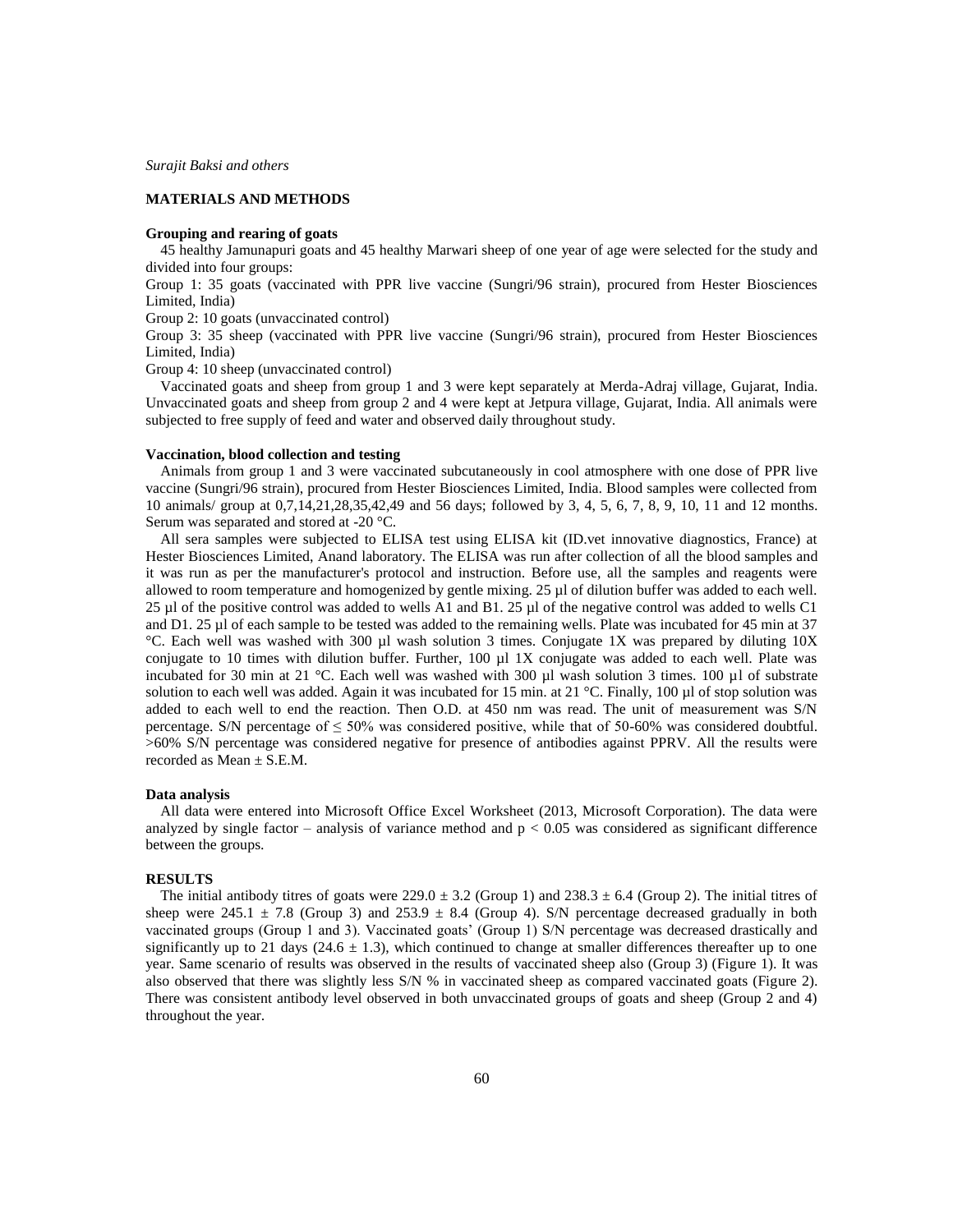## MATERIALS AND METHODS

### Grouping and rearing of goats

45 healthy Jamunapuri goats and 45 healthy Marwari sheep of one year of age were selected for the study and divided into four groups:

Group 1: 35 goats (vaccinated with PPR live vaccine (Sungri/96 strain), procured from Hester Biosciences Limited, India)

Group 2: 10 goats (unvaccinated control)

Group 3: 35 sheep (vaccinated with PPR live vaccine (Sungri/96 strain), procured from Hester Biosciences Limited, India)

Group 4: 10 sheep (unvaccinated control)

Vaccinated goats and sheep from group 1 and 3 were kept separately at Merda-Adraj village, Gujarat, India. Unvaccinated goats and sheep from group 2 and 4 were kept at Jetpura village, Gujarat, India. All animals were subjected to free supply of feed and water and observed daily throughout study.

### Vaccination, blood collection and testing

Animals from group 1 and 3 were vaccinated subcutaneously in cool atmosphere with one dose of PPR live vaccine (Sungri/96 strain), procured from Hester Biosciences Limited, India. Blood samples were collected from 10 animals/ group at 0,7,14,21,28,35,42,49 and 56 days; followed by 3, 4, 5, 6, 7, 8, 9, 10, 11 and 12 months. Serum was separated and stored at -20 °C.

All sera samples were subjected to ELISA test using ELISA kit (ID.vet innovative diagnostics, France) at Hester Biosciences Limited, Anand laboratory. The ELISA was run after collection of all the blood samples and it was run as per the manufacturer's protocol and instruction. Before use, all the samples and reagents were allowed to room temperature and homogenized by gentle mixing. 25 µl of dilution buffer was added to each well. 25 µl of the positive control was added to wells A1 and B1. 25 µl of the negative control was added to wells C1 and D1. 25 µl of each sample to be tested was added to the remaining wells. Plate was incubated for 45 min at 37 °C. Each well was washed with 300 µl wash solution 3 times. Conjugate 1X was prepared by diluting 10X conjugate to 10 times with dilution buffer. Further, 100 µl 1X conjugate was added to each well. Plate was incubated for 30 min at 21 °C. Each well was washed with 300 µl wash solution 3 times. 100 µl of substrate solution to each well was added. Again it was incubated for 15 min. at 21 °C. Finally, 100 µl of stop solution was added to each well to end the reaction. Then O.D. at 450 nm was read. The unit of measurement was S/N percentage. S/N percentage of $\leq$ 50% was considered positive, while that of 50-60% was considered doubtful. >60% S/N percentage was considered negative for presence of antibodies against PPRV. All the results were recorded as Mean $\pm$ S.E.M.

### Data analysis

All data were entered into Microsoft Office Excel Worksheet (2013, Microsoft Corporation). The data were analyzed by single factor – analysis of variance method and $p < 0.05$ was considered as significant difference between the groups.

## RESULTS

The initial antibody titres of goats were 229.0 $\pm$ 3.2 (Group 1) and 238.3 $\pm$ 6.4 (Group 2). The initial titres of sheep were 245.1 $\pm$ 7.8 (Group 3) and 253.9 $\pm$ 8.4 (Group 4). S/N percentage decreased gradually in both vaccinated groups (Group 1 and 3). Vaccinated goats' (Group 1) S/N percentage was decreased drastically and significantly up to 21 days (24.6 $\pm$ 1.3), which continued to change at smaller differences thereafter up to one year. Same scenario of results was observed in the results of vaccinated sheep also (Group 3) (Figure 1). It was also observed that there was slightly less S/N % in vaccinated sheep as compared vaccinated goats (Figure 2). There was consistent antibody level observed in both unvaccinated groups of goats and sheep (Group 2 and 4) throughout the year.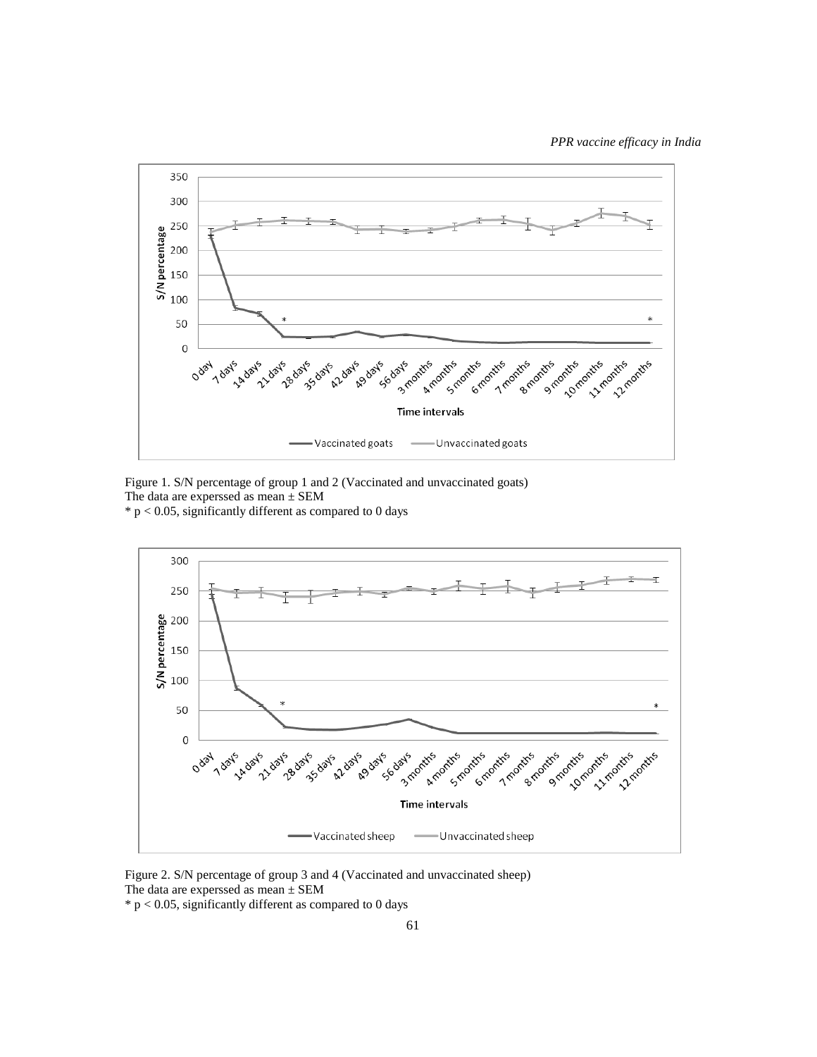Figure 1. S/N percentage of group 1 and 2 (Vaccinated and unvaccinated goats)
The data are experssed as mean ± SEM
* $p < 0.05$, significantly different as compared to 0 days

Figure 2. S/N percentage of group 3 and 4 (Vaccinated and unvaccinated sheep)
The data are experssed as mean ± SEM
* $p < 0.05$, significantly different as compared to 0 days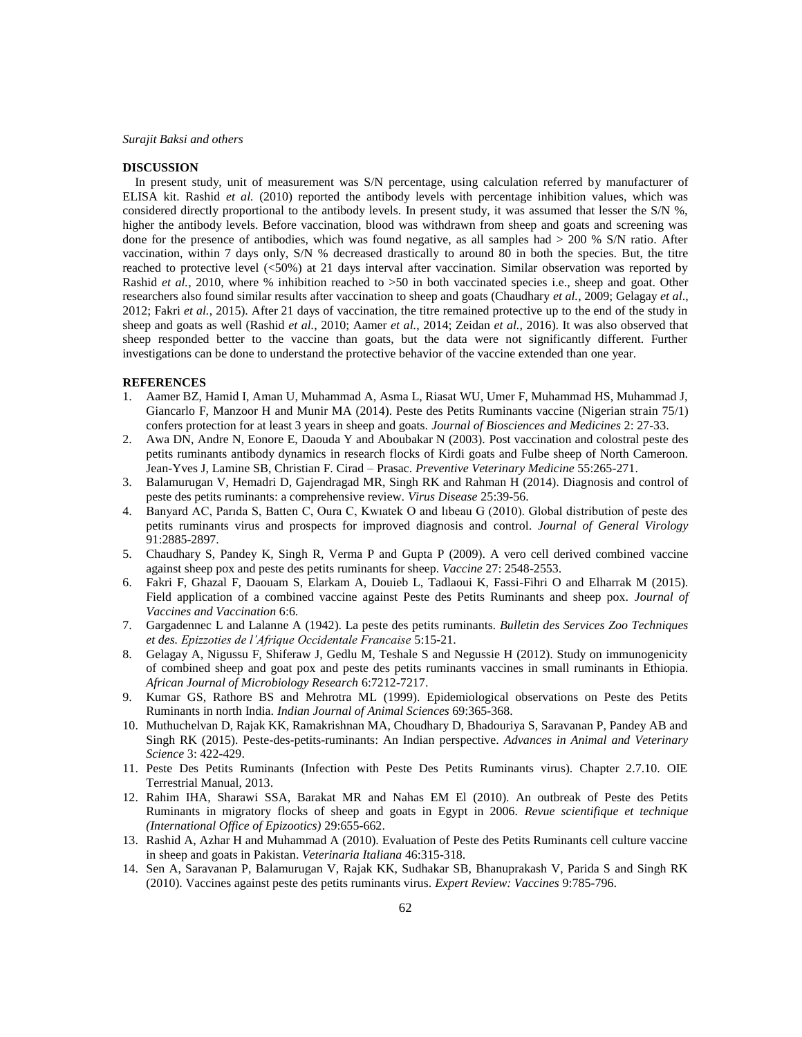## DISCUSSION

In present study, unit of measurement was S/N percentage, using calculation referred by manufacturer of ELISA kit. Rashid *et al.* (2010) reported the antibody levels with percentage inhibition values, which was considered directly proportional to the antibody levels. In present study, it was assumed that lesser the S/N %, higher the antibody levels. Before vaccination, blood was withdrawn from sheep and goats and screening was done for the presence of antibodies, which was found negative, as all samples had > 200 % S/N ratio. After vaccination, within 7 days only, S/N % decreased drastically to around 80 in both the species. But, the titre reached to protective level (<50%) at 21 days interval after vaccination. Similar observation was reported by Rashid *et al.*, 2010, where % inhibition reached to >50 in both vaccinated species i.e., sheep and goat. Other researchers also found similar results after vaccination to sheep and goats (Chaudhary *et al.*, 2009; Gelagay *et al*., 2012; Fakri *et al.*, 2015). After 21 days of vaccination, the titre remained protective up to the end of the study in sheep and goats as well (Rashid *et al.*, 2010; Aamer *et al.*, 2014; Zeidan *et al.*, 2016). It was also observed that sheep responded better to the vaccine than goats, but the data were not significantly different. Further investigations can be done to understand the protective behavior of the vaccine extended than one year.

## REFERENCES

1. Aamer BZ, Hamid I, Aman U, Muhammad A, Asma L, Riasat WU, Umer F, Muhammad HS, Muhammad J, Giancarlo F, Manzoor H and Munir MA (2014). Peste des Petits Ruminants vaccine (Nigerian strain 75/1) confers protection for at least 3 years in sheep and goats. *Journal of Biosciences and Medicines* 2: 27-33.
2. Awa DN, Andre N, Eonore E, Daouda Y and Aboubakar N (2003). Post vaccination and colostral peste des petits ruminants antibody dynamics in research flocks of Kirdi goats and Fulbe sheep of North Cameroon. Jean-Yves J, Lamine SB, Christian F. Cirad – Prasac. *Preventive Veterinary Medicine* 55:265-271.
3. Balamurugan V, Hemadri D, Gajendragad MR, Singh RK and Rahman H (2014). Diagnosis and control of peste des petits ruminants: a comprehensive review. *Virus Disease* 25:39-56.
4. Banyard AC, Parıda S, Batten C, Oura C, Kwıatek O and lıbeau G (2010). Global distribution of peste des petits ruminants virus and prospects for improved diagnosis and control. *Journal of General Virology* 91:2885-2897.
5. Chaudhary S, Pandey K, Singh R, Verma P and Gupta P (2009). A vero cell derived combined vaccine against sheep pox and peste des petits ruminants for sheep. *Vaccine* 27: 2548-2553.
6. Fakri F, Ghazal F, Daouam S, Elarkam A, Douieb L, Tadlaoui K, Fassi-Fihri O and Elharrak M (2015). Field application of a combined vaccine against Peste des Petits Ruminants and sheep pox. *Journal of Vaccines and Vaccination* 6:6.
7. Gargadennec L and Lalanne A (1942). La peste des petits ruminants. *Bulletin des Services Zoo Techniques et des. Epizzoties de l'Afrique Occidentale Francaise* 5:15-21.
8. Gelagay A, Nigussu F, Shiferaw J, Gedlu M, Teshale S and Negussie H (2012). Study on immunogenicity of combined sheep and goat pox and peste des petits ruminants vaccines in small ruminants in Ethiopia. *African Journal of Microbiology Research* 6:7212-7217.
9. Kumar GS, Rathore BS and Mehrotra ML (1999). Epidemiological observations on Peste des Petits Ruminants in north India. *Indian Journal of Animal Sciences* 69:365-368.
10. Muthuchelvan D, Rajak KK, Ramakrishnan MA, Choudhary D, Bhadouriya S, Saravanan P, Pandey AB and Singh RK (2015). Peste-des-petits-ruminants: An Indian perspective. *Advances in Animal and Veterinary Science* 3: 422-429.
11. Peste Des Petits Ruminants (Infection with Peste Des Petits Ruminants virus). Chapter 2.7.10. OIE Terrestrial Manual, 2013.
12. Rahim IHA, Sharawi SSA, Barakat MR and Nahas EM El (2010). An outbreak of Peste des Petits Ruminants in migratory flocks of sheep and goats in Egypt in 2006. *Revue scientifique et technique (International Office of Epizootics)* 29:655-662.
13. Rashid A, Azhar H and Muhammad A (2010). Evaluation of Peste des Petits Ruminants cell culture vaccine in sheep and goats in Pakistan. *Veterinaria Italiana* 46:315-318.
14. Sen A, Saravanan P, Balamurugan V, Rajak KK, Sudhakar SB, Bhanuprakash V, Parida S and Singh RK (2010). Vaccines against peste des petits ruminants virus. *Expert Review: Vaccines* 9:785-796.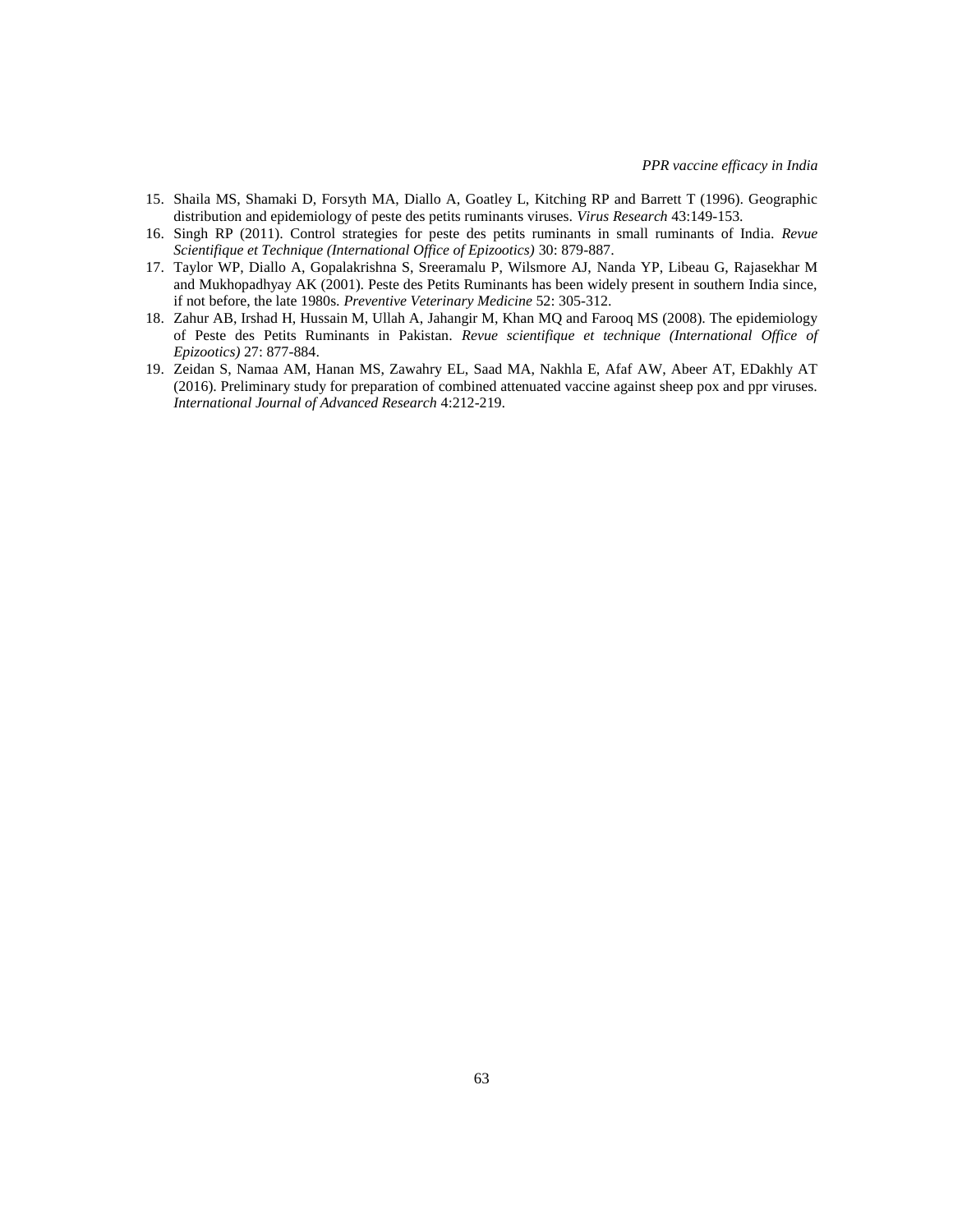15. Shaila MS, Shamaki D, Forsyth MA, Diallo A, Goatley L, Kitching RP and Barrett T (1996). Geographic distribution and epidemiology of peste des petits ruminants viruses. *Virus Research* 43:149-153.
16. Singh RP (2011). Control strategies for peste des petits ruminants in small ruminants of India. *Revue Scientifique et Technique (International Office of Epizootics)* 30: 879-887.
17. Taylor WP, Diallo A, Gopalakrishna S, Sreeramalu P, Wilsmore AJ, Nanda YP, Libeau G, Rajasekhar M and Mukhopadhyay AK (2001). Peste des Petits Ruminants has been widely present in southern India since, if not before, the late 1980s. *Preventive Veterinary Medicine* 52: 305-312.
18. Zahur AB, Irshad H, Hussain M, Ullah A, Jahangir M, Khan MQ and Farooq MS (2008). The epidemiology of Peste des Petits Ruminants in Pakistan. *Revue scientifique et technique (International Office of Epizootics)* 27: 877-884.
19. Zeidan S, Namaa AM, Hanan MS, Zawahry EL, Saad MA, Nakhla E, Afaf AW, Abeer AT, EDakhly AT (2016). Preliminary study for preparation of combined attenuated vaccine against sheep pox and ppr viruses. *International Journal of Advanced Research* 4:212-219.